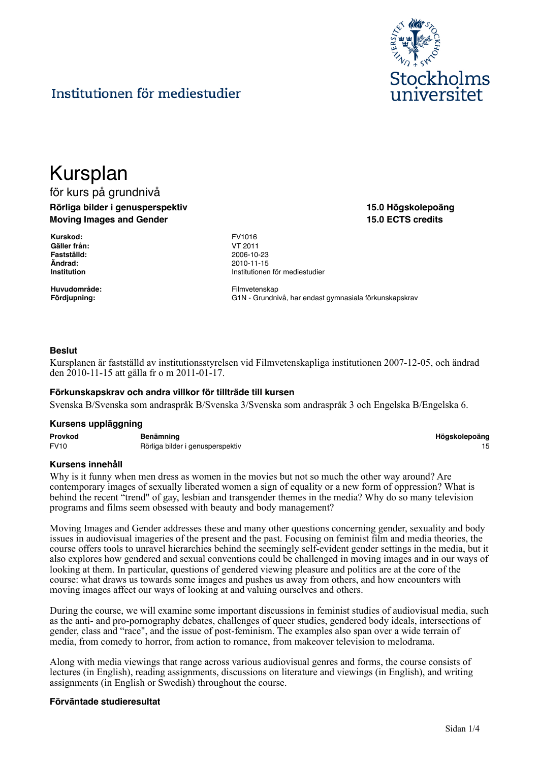Institutionen för mediestudier

# Kursplan

för kurs på grundnivå

**Rörliga bilder i genusperspektiv**
**Moving Images and Gender**

**15.0 Högskolepoäng**
**15.0 ECTS credits**

| | |
|---|---|
| **Kurskod:** | FV1016 |
| **Gäller från:** | VT 2011 |
| **Fastställd:** | 2006-10-23 |
| **Ändrad:** | 2010-11-15 |
| **Institution** | Institutionen för mediestudier |
| **Huvudområde:** | Filmvetenskap |
| **Fördjupning:** | G1N - Grundnivå, har endast gymnasiala förkunskapskrav |

### Beslut

Kursplanen är fastställd av institutionsstyrelsen vid Filmvetenskapliga institutionen 2007-12-05, och ändrad den 2010-11-15 att gälla fr o m 2011-01-17.

### Förkunskapskrav och andra villkor för tillträde till kursen

Svenska B/Svenska som andraspråk B/Svenska 3/Svenska som andraspråk 3 och Engelska B/Engelska 6.

### Kursens uppläggning

| Provkod | Benämning | Högskolepoäng |
|---|---|---|
| FV10 | Rörliga bilder i genusperspektiv | 15 |

### Kursens innehåll

Why is it funny when men dress as women in the movies but not so much the other way around? Are contemporary images of sexually liberated women a sign of equality or a new form of oppression? What is behind the recent "trend" of gay, lesbian and transgender themes in the media? Why do so many television programs and films seem obsessed with beauty and body management?

Moving Images and Gender addresses these and many other questions concerning gender, sexuality and body issues in audiovisual imageries of the present and the past. Focusing on feminist film and media theories, the course offers tools to unravel hierarchies behind the seemingly self-evident gender settings in the media, but it also explores how gendered and sexual conventions could be challenged in moving images and in our ways of looking at them. In particular, questions of gendered viewing pleasure and politics are at the core of the course: what draws us towards some images and pushes us away from others, and how encounters with moving images affect our ways of looking at and valuing ourselves and others.

During the course, we will examine some important discussions in feminist studies of audiovisual media, such as the anti- and pro-pornography debates, challenges of queer studies, gendered body ideals, intersections of gender, class and "race", and the issue of post-feminism. The examples also span over a wide terrain of media, from comedy to horror, from action to romance, from makeover television to melodrama.

Along with media viewings that range across various audiovisual genres and forms, the course consists of lectures (in English), reading assignments, discussions on literature and viewings (in English), and writing assignments (in English or Swedish) throughout the course.

### Förväntade studieresultat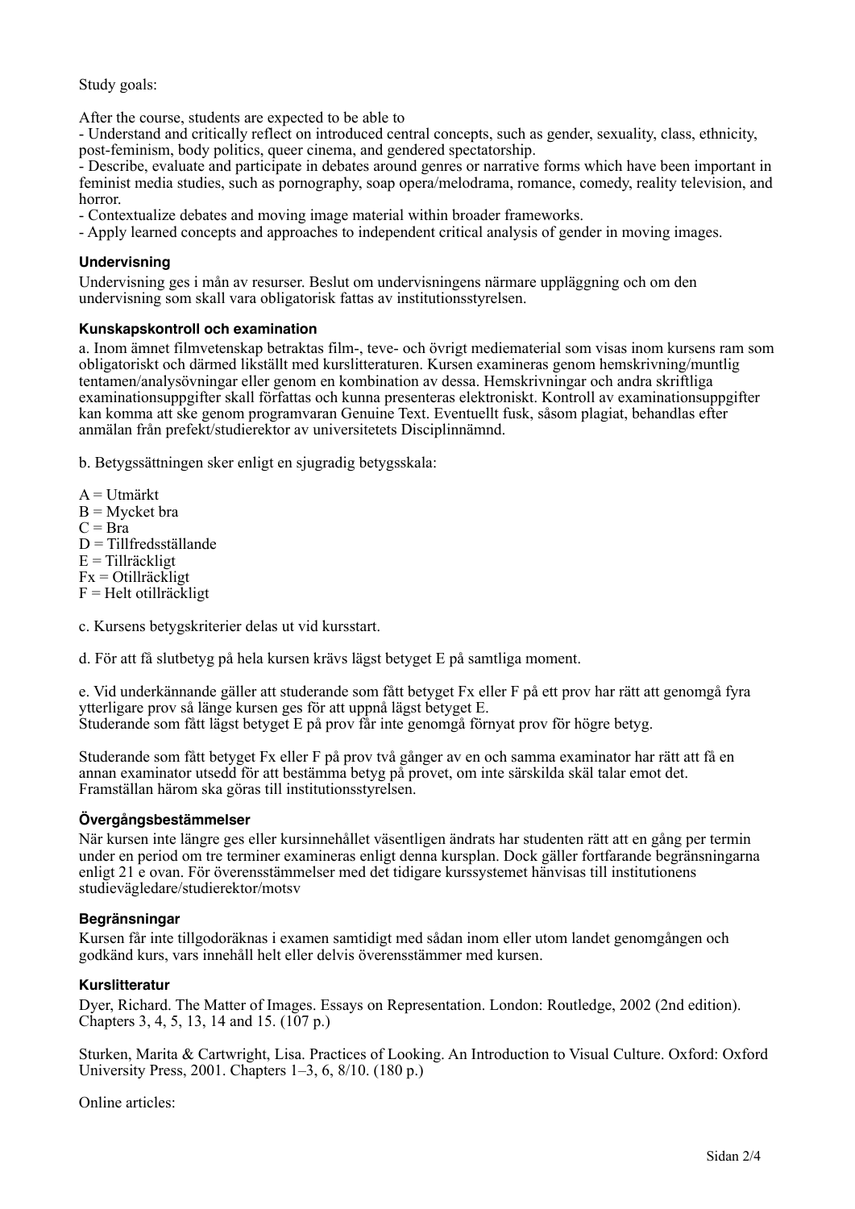Study goals:

After the course, students are expected to be able to
- Understand and critically reflect on introduced central concepts, such as gender, sexuality, class, ethnicity, post-feminism, body politics, queer cinema, and gendered spectatorship.
- Describe, evaluate and participate in debates around genres or narrative forms which have been important in feminist media studies, such as pornography, soap opera/melodrama, romance, comedy, reality television, and horror.
- Contextualize debates and moving image material within broader frameworks.
- Apply learned concepts and approaches to independent critical analysis of gender in moving images.

### Undervisning

Undervisning ges i mån av resurser. Beslut om undervisningens närmare uppläggning och om den undervisning som skall vara obligatorisk fattas av institutionsstyrelsen.

### Kunskapskontroll och examination

a. Inom ämnet filmvetenskap betraktas film-, teve- och övrigt mediematerial som visas inom kursens ram som obligatoriskt och därmed likställt med kurslitteraturen. Kursen examineras genom hemskrivning/muntlig tentamen/analysövningar eller genom en kombination av dessa. Hemskrivningar och andra skriftliga examinationsuppgifter skall författas och kunna presenteras elektroniskt. Kontroll av examinationsuppgifter kan komma att ske genom programvaran Genuine Text. Eventuellt fusk, såsom plagiat, behandlas efter anmälan från prefekt/studierektor av universitetets Disciplinnämnd.

b. Betygssättningen sker enligt en sjugradig betygsskala:

A = Utmärkt
B = Mycket bra
C = Bra
D = Tillfredsställande
E = Tillräckligt
Fx = Otillräckligt
F = Helt otillräckligt

c. Kursens betygkriterier delas ut vid kursstart.

d. För att få slutbetyg på hela kursen krävs lägst betyget E på samtliga moment.

e. Vid underkännande gäller att studerande som fått betyget Fx eller F på ett prov har rätt att genomgå fyra ytterligare prov så länge kursen ges för att uppnå lägst betyget E.
Studerande som fått lägst betyget E på prov får inte genomgå förnyat prov för högre betyg.

Studerande som fått betyget Fx eller F på prov två gånger av en och samma examinator har rätt att få en annan examinator utsedd för att bestämma betyg på provet, om inte särskilda skäl talar emot det. Framställan härom ska göras till institutionsstyrelsen.

### Övergångsbestämmelser

När kursen inte längre ges eller kursinnehållet väsentligen ändrats har studenten rätt att en gång per termin under en period om tre terminer examineras enligt denna kursplan. Dock gäller fortfarande begränsningarna enligt 21 e ovan. För överensstämmelser med det tidigare kurssystemet hänvisas till institutionens studievägledare/studierektor/motsv

### Begränsningar

Kursen får inte tillgodoräknas i examen samtidigt med sådan inom eller utom landet genomgången och godkänd kurs, vars innehåll helt eller delvis överensstämmer med kursen.

### Kurslitteratur

Dyer, Richard. The Matter of Images. Essays on Representation. London: Routledge, 2002 (2nd edition). Chapters 3, 4, 5, 13, 14 and 15. (107 p.)

Sturken, Marita & Cartwright, Lisa. Practices of Looking. An Introduction to Visual Culture. Oxford: Oxford University Press, 2001. Chapters 1–3, 6, 8/10. (180 p.)

Online articles: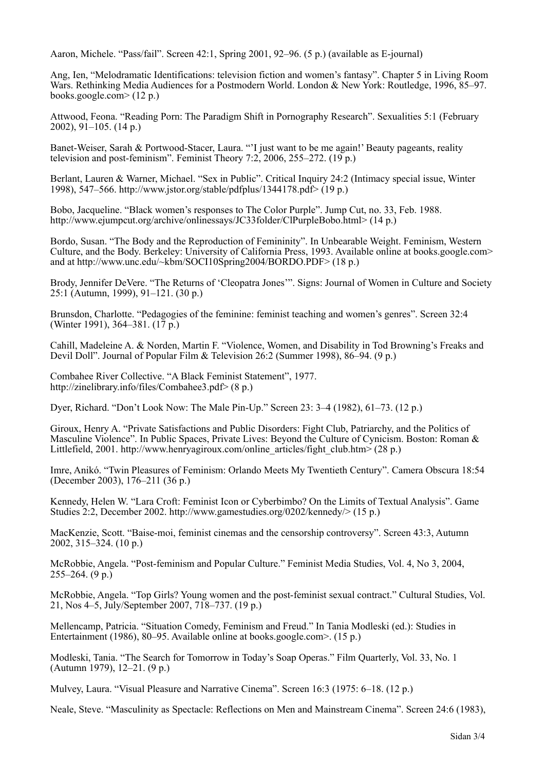Aaron, Michele. “Pass/fail”. Screen 42:1, Spring 2001, 92–96. (5 p.) (available as E-journal)

Ang, Ien, “Melodramatic Identifications: television fiction and women’s fantasy”. Chapter 5 in Living Room Wars. Rethinking Media Audiences for a Postmodern World. London & New York: Routledge, 1996, 85–97. books.google.com> (12 p.)

Attwood, Feona. “Reading Porn: The Paradigm Shift in Pornography Research”. Sexualities 5:1 (February 2002), 91–105. (14 p.)

Banet-Weiser, Sarah & Portwood-Stacer, Laura. “’I just want to be me again!’ Beauty pageants, reality television and post-feminism”. Feminist Theory 7:2, 2006, 255–272. (19 p.)

Berlant, Lauren & Warner, Michael. “Sex in Public”. Critical Inquiry 24:2 (Intimacy special issue, Winter 1998), 547–566. http://www.jstor.org/stable/pdfplus/1344178.pdf> (19 p.)

Bobo, Jacqueline. “Black women’s responses to The Color Purple”. Jump Cut, no. 33, Feb. 1988. http://www.ejumpcut.org/archive/onlinessays/JC33folder/ClPurpleBobo.html> (14 p.)

Bordo, Susan. “The Body and the Reproduction of Femininity”. In Unbearable Weight. Feminism, Western Culture, and the Body. Berkeley: University of California Press, 1993. Available online at books.google.com> and at http://www.unc.edu/~kbm/SOCI10Spring2004/BORDO.PDF> (18 p.)

Brody, Jennifer DeVere. “The Returns of ‘Cleopatra Jones’”. Signs: Journal of Women in Culture and Society 25:1 (Autumn, 1999), 91–121. (30 p.)

Brunsdon, Charlotte. “Pedagogies of the feminine: feminist teaching and women’s genres”. Screen 32:4 (Winter 1991), 364–381. (17 p.)

Cahill, Madeleine A. & Norden, Martin F. “Violence, Women, and Disability in Tod Browning’s Freaks and Devil Doll”. Journal of Popular Film & Television 26:2 (Summer 1998), 86–94. (9 p.)

Combahee River Collective. “A Black Feminist Statement”, 1977. http://zinelibrary.info/files/Combahee3.pdf> (8 p.)

Dyer, Richard. “Don’t Look Now: The Male Pin-Up.” Screen 23: 3–4 (1982), 61–73. (12 p.)

Giroux, Henry A. “Private Satisfactions and Public Disorders: Fight Club, Patriarchy, and the Politics of Masculine Violence”. In Public Spaces, Private Lives: Beyond the Culture of Cynicism. Boston: Roman & Littlefield, 2001. http://www.henryagiroux.com/online_articles/fight_club.htm> (28 p.)

Imre, Anikó. “Twin Pleasures of Feminism: Orlando Meets My Twentieth Century”. Camera Obscura 18:54 (December 2003), 176–211 (36 p.)

Kennedy, Helen W. “Lara Croft: Feminist Icon or Cyberbimbo? On the Limits of Textual Analysis”. Game Studies 2:2, December 2002. http://www.gamestudies.org/0202/kennedy/> (15 p.)

MacKenzie, Scott. “Baise-moi, feminist cinemas and the censorship controversy”. Screen 43:3, Autumn 2002, 315–324. (10 p.)

McRobbie, Angela. “Post-feminism and Popular Culture.” Feminist Media Studies, Vol. 4, No 3, 2004, 255–264. (9 p.)

McRobbie, Angela. “Top Girls? Young women and the post-feminist sexual contract.” Cultural Studies, Vol. 21, Nos 4–5, July/September 2007, 718–737. (19 p.)

Mellencamp, Patricia. “Situation Comedy, Feminism and Freud.” In Tania Modleski (ed.): Studies in Entertainment (1986), 80–95. Available online at books.google.com>. (15 p.)

Modleski, Tania. “The Search for Tomorrow in Today’s Soap Operas.” Film Quarterly, Vol. 33, No. 1 (Autumn 1979), 12–21. (9 p.)

Mulvey, Laura. “Visual Pleasure and Narrative Cinema”. Screen 16:3 (1975: 6–18. (12 p.)

Neale, Steve. “Masculinity as Spectacle: Reflections on Men and Mainstream Cinema”. Screen 24:6 (1983),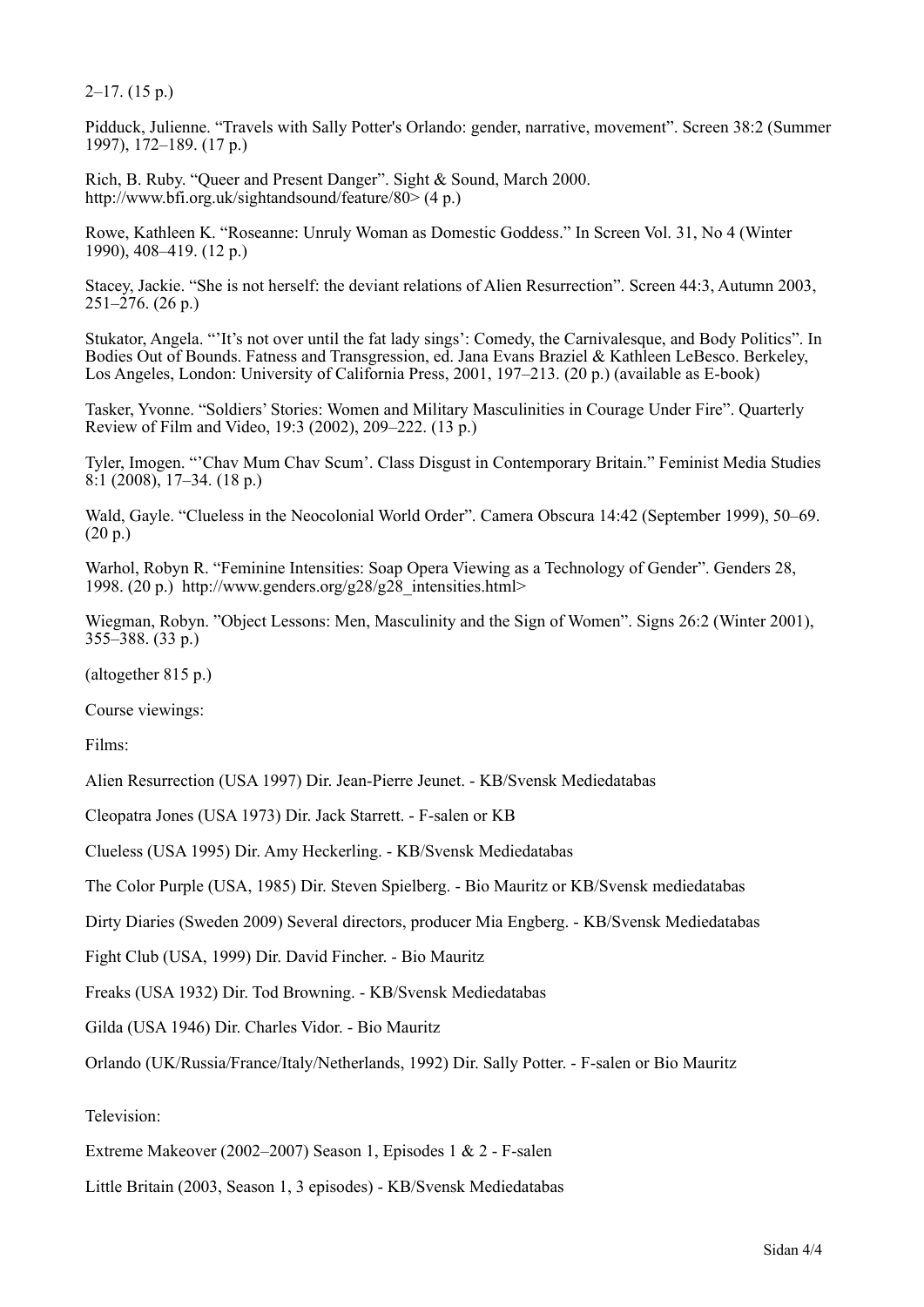2–17. (15 p.)

Pidduck, Julienne. “Travels with Sally Potter's Orlando: gender, narrative, movement”. Screen 38:2 (Summer 1997), 172–189. (17 p.)

Rich, B. Ruby. “Queer and Present Danger”. Sight & Sound, March 2000. http://www.bfi.org.uk/sightandsound/feature/80> (4 p.)

Rowe, Kathleen K. “Roseanne: Unruly Woman as Domestic Goddess.” In Screen Vol. 31, No 4 (Winter 1990), 408–419. (12 p.)

Stacey, Jackie. “She is not herself: the deviant relations of Alien Resurrection”. Screen 44:3, Autumn 2003, 251–276. (26 p.)

Stukator, Angela. “’It’s not over until the fat lady sings’: Comedy, the Carnivalesque, and Body Politics”. In Bodies Out of Bounds. Fatness and Transgression, ed. Jana Evans Braziel & Kathleen LeBesco. Berkeley, Los Angeles, London: University of California Press, 2001, 197–213. (20 p.) (available as E-book)

Tasker, Yvonne. “Soldiers’ Stories: Women and Military Masculinities in Courage Under Fire”. Quarterly Review of Film and Video, 19:3 (2002), 209–222. (13 p.)

Tyler, Imogen. “’Chav Mum Chav Scum’. Class Disgust in Contemporary Britain.” Feminist Media Studies 8:1 (2008), 17–34. (18 p.)

Wald, Gayle. “Clueless in the Neocolonial World Order”. Camera Obscura 14:42 (September 1999), 50–69. (20 p.)

Warhol, Robyn R. “Feminine Intensities: Soap Opera Viewing as a Technology of Gender”. Genders 28, 1998. (20 p.) http://www.genders.org/g28/g28_intensities.html>

Wiegman, Robyn. ”Object Lessons: Men, Masculinity and the Sign of Women”. Signs 26:2 (Winter 2001), 355–388. (33 p.)

(altogether 815 p.)

Course viewings:

Films:

Alien Resurrection (USA 1997) Dir. Jean-Pierre Jeunet. - KB/Svensk Mediedatabas

Cleopatra Jones (USA 1973) Dir. Jack Starrett. - F-salen or KB

Clueless (USA 1995) Dir. Amy Heckerling. - KB/Svensk Mediedatabas

The Color Purple (USA, 1985) Dir. Steven Spielberg. - Bio Mauritz or KB/Svensk mediedatabas

Dirty Diaries (Sweden 2009) Several directors, producer Mia Engberg. - KB/Svensk Mediedatabas

Fight Club (USA, 1999) Dir. David Fincher. - Bio Mauritz

Freaks (USA 1932) Dir. Tod Browning. - KB/Svensk Mediedatabas

Gilda (USA 1946) Dir. Charles Vidor. - Bio Mauritz

Orlando (UK/Russia/France/Italy/Netherlands, 1992) Dir. Sally Potter. - F-salen or Bio Mauritz

Television:

Extreme Makeover (2002–2007) Season 1, Episodes 1 & 2 - F-salen

Little Britain (2003, Season 1, 3 episodes) - KB/Svensk Mediedatabas